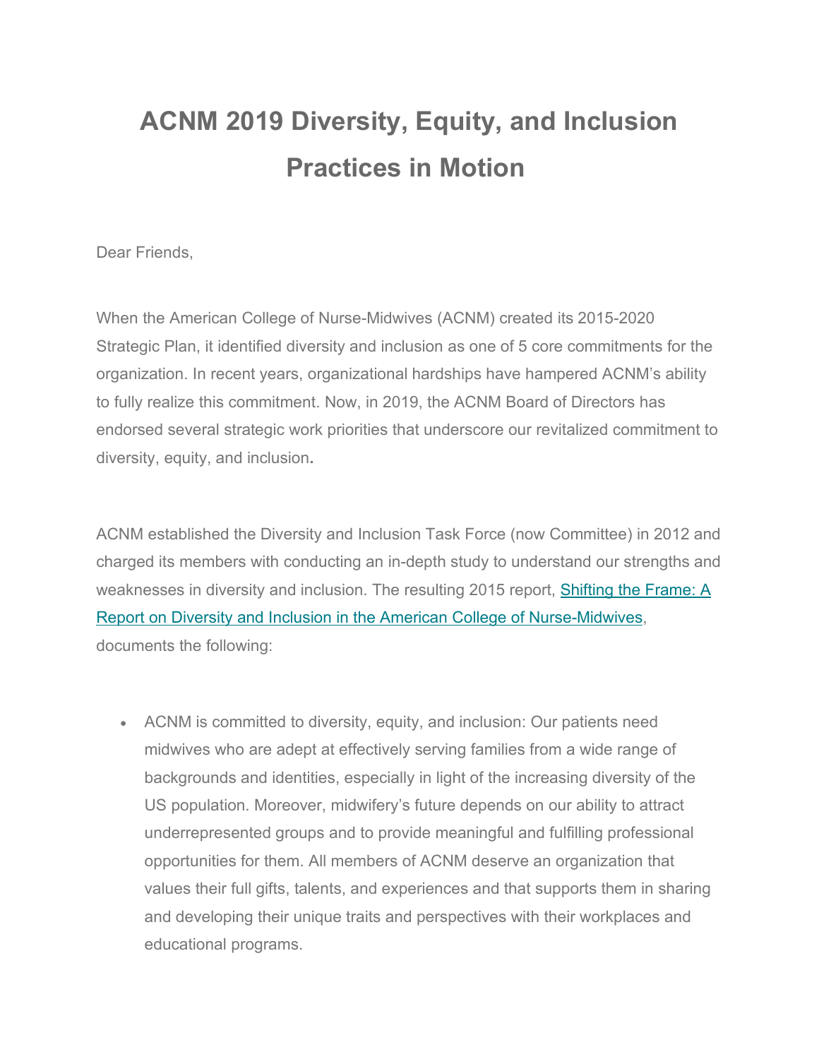# ACNM 2019 Diversity, Equity, and Inclusion Practices in Motion

Dear Friends,

When the American College of Nurse-Midwives (ACNM) created its 2015-2020 Strategic Plan, it identified diversity and inclusion as one of 5 core commitments for the organization. In recent years, organizational hardships have hampered ACNM's ability to fully realize this commitment. Now, in 2019, the ACNM Board of Directors has endorsed several strategic work priorities that underscore our revitalized commitment to diversity, equity, and inclusion.

ACNM established the Diversity and Inclusion Task Force (now Committee) in 2012 and charged its members with conducting an in-depth study to understand our strengths and weaknesses in diversity and inclusion. The resulting 2015 report, Shifting the Frame: A Report on Diversity and Inclusion in the American College of Nurse-Midwives, documents the following:

- ACNM is committed to diversity, equity, and inclusion: Our patients need midwives who are adept at effectively serving families from a wide range of backgrounds and identities, especially in light of the increasing diversity of the US population. Moreover, midwifery's future depends on our ability to attract underrepresented groups and to provide meaningful and fulfilling professional opportunities for them. All members of ACNM deserve an organization that values their full gifts, talents, and experiences and that supports them in sharing and developing their unique traits and perspectives with their workplaces and educational programs.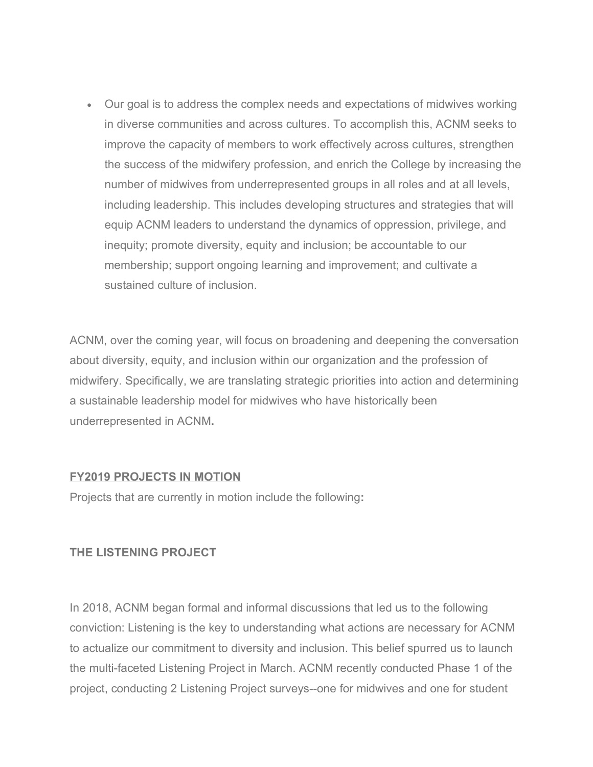- Our goal is to address the complex needs and expectations of midwives working in diverse communities and across cultures. To accomplish this, ACNM seeks to improve the capacity of members to work effectively across cultures, strengthen the success of the midwifery profession, and enrich the College by increasing the number of midwives from underrepresented groups in all roles and at all levels, including leadership. This includes developing structures and strategies that will equip ACNM leaders to understand the dynamics of oppression, privilege, and inequity; promote diversity, equity and inclusion; be accountable to our membership; support ongoing learning and improvement; and cultivate a sustained culture of inclusion.

ACNM, over the coming year, will focus on broadening and deepening the conversation about diversity, equity, and inclusion within our organization and the profession of midwifery. Specifically, we are translating strategic priorities into action and determining a sustainable leadership model for midwives who have historically been underrepresented in ACNM**.**

**FY2019 PROJECTS IN MOTION**

Projects that are currently in motion include the following**:**

**THE LISTENING PROJECT**

In 2018, ACNM began formal and informal discussions that led us to the following conviction: Listening is the key to understanding what actions are necessary for ACNM to actualize our commitment to diversity and inclusion. This belief spurred us to launch the multi-faceted Listening Project in March. ACNM recently conducted Phase 1 of the project, conducting 2 Listening Project surveys--one for midwives and one for student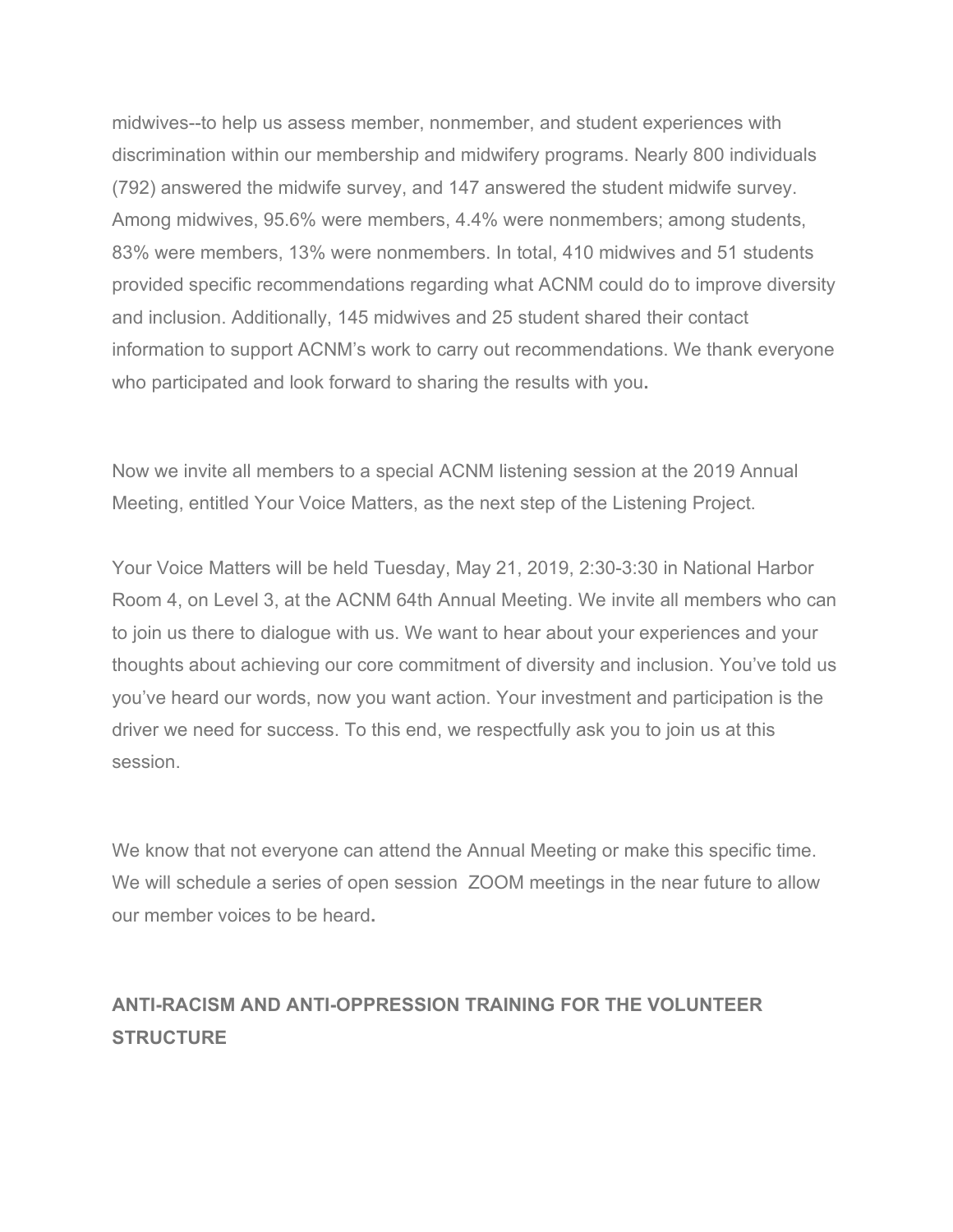midwives--to help us assess member, nonmember, and student experiences with discrimination within our membership and midwifery programs. Nearly 800 individuals (792) answered the midwife survey, and 147 answered the student midwife survey. Among midwives, 95.6% were members, 4.4% were nonmembers; among students, 83% were members, 13% were nonmembers. In total, 410 midwives and 51 students provided specific recommendations regarding what ACNM could do to improve diversity and inclusion. Additionally, 145 midwives and 25 student shared their contact information to support ACNM's work to carry out recommendations. We thank everyone who participated and look forward to sharing the results with you.

Now we invite all members to a special ACNM listening session at the 2019 Annual Meeting, entitled Your Voice Matters, as the next step of the Listening Project.

Your Voice Matters will be held Tuesday, May 21, 2019, 2:30-3:30 in National Harbor Room 4, on Level 3, at the ACNM 64th Annual Meeting. We invite all members who can to join us there to dialogue with us. We want to hear about your experiences and your thoughts about achieving our core commitment of diversity and inclusion. You've told us you've heard our words, now you want action. Your investment and participation is the driver we need for success. To this end, we respectfully ask you to join us at this session.

We know that not everyone can attend the Annual Meeting or make this specific time. We will schedule a series of open session ZOOM meetings in the near future to allow our member voices to be heard.

## ANTI-RACISM AND ANTI-OPPRESSION TRAINING FOR THE VOLUNTEER STRUCTURE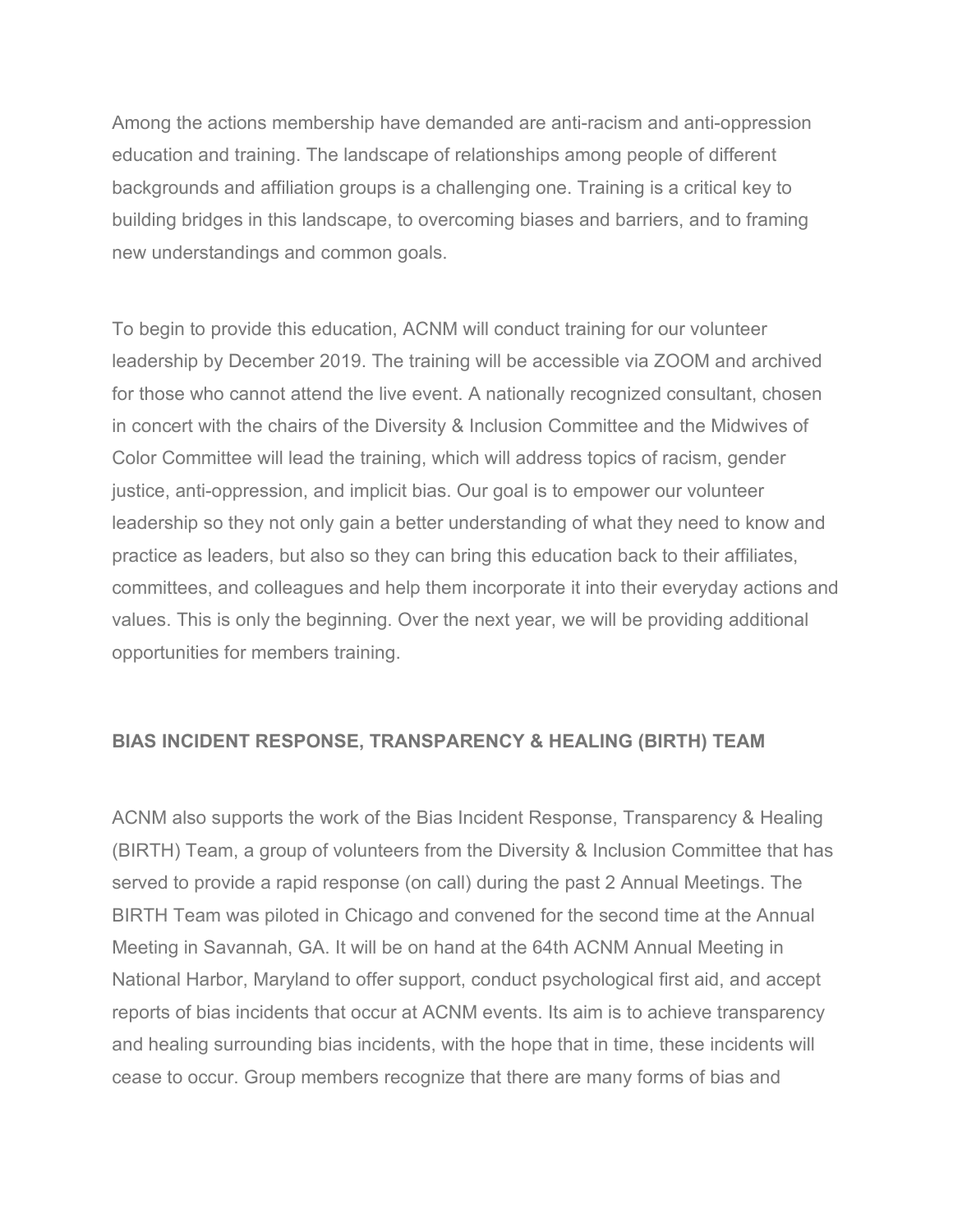Among the actions membership have demanded are anti-racism and anti-oppression education and training. The landscape of relationships among people of different backgrounds and affiliation groups is a challenging one. Training is a critical key to building bridges in this landscape, to overcoming biases and barriers, and to framing new understandings and common goals.

To begin to provide this education, ACNM will conduct training for our volunteer leadership by December 2019. The training will be accessible via ZOOM and archived for those who cannot attend the live event. A nationally recognized consultant, chosen in concert with the chairs of the Diversity & Inclusion Committee and the Midwives of Color Committee will lead the training, which will address topics of racism, gender justice, anti-oppression, and implicit bias. Our goal is to empower our volunteer leadership so they not only gain a better understanding of what they need to know and practice as leaders, but also so they can bring this education back to their affiliates, committees, and colleagues and help them incorporate it into their everyday actions and values. This is only the beginning. Over the next year, we will be providing additional opportunities for members training.

**BIAS INCIDENT RESPONSE, TRANSPARENCY & HEALING (BIRTH) TEAM**

ACNM also supports the work of the Bias Incident Response, Transparency & Healing (BIRTH) Team, a group of volunteers from the Diversity & Inclusion Committee that has served to provide a rapid response (on call) during the past 2 Annual Meetings. The BIRTH Team was piloted in Chicago and convened for the second time at the Annual Meeting in Savannah, GA. It will be on hand at the 64th ACNM Annual Meeting in National Harbor, Maryland to offer support, conduct psychological first aid, and accept reports of bias incidents that occur at ACNM events. Its aim is to achieve transparency and healing surrounding bias incidents, with the hope that in time, these incidents will cease to occur. Group members recognize that there are many forms of bias and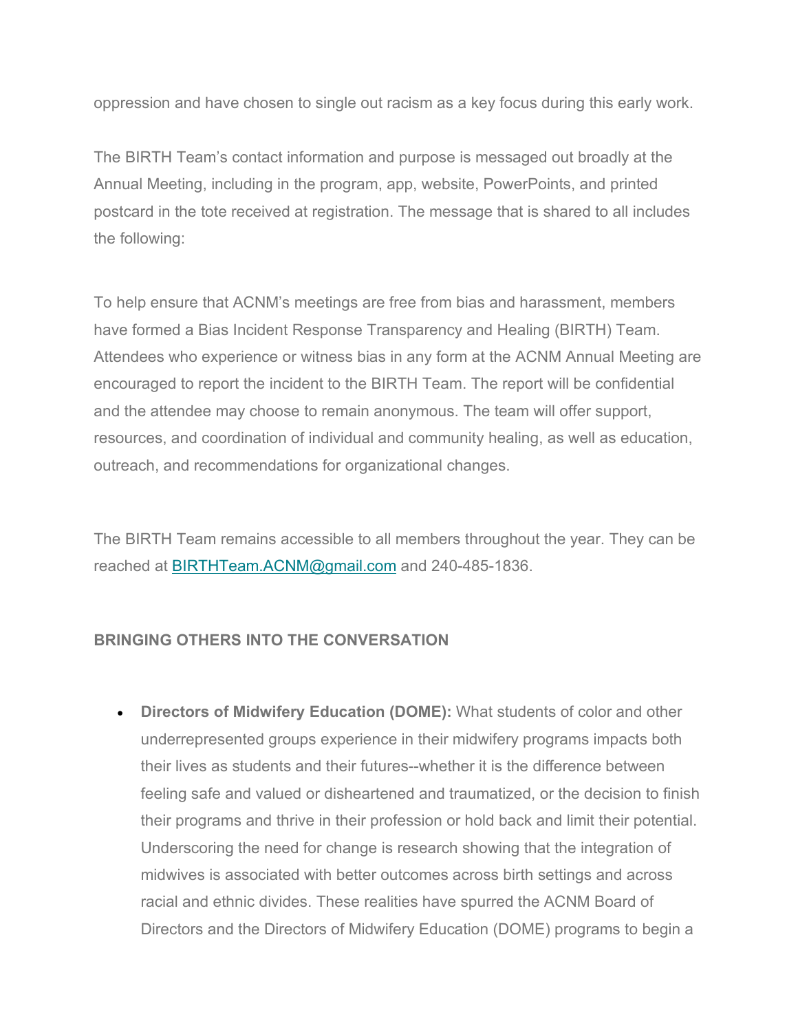oppression and have chosen to single out racism as a key focus during this early work.

The BIRTH Team's contact information and purpose is messaged out broadly at the Annual Meeting, including in the program, app, website, PowerPoints, and printed postcard in the tote received at registration. The message that is shared to all includes the following:

To help ensure that ACNM's meetings are free from bias and harassment, members have formed a Bias Incident Response Transparency and Healing (BIRTH) Team. Attendees who experience or witness bias in any form at the ACNM Annual Meeting are encouraged to report the incident to the BIRTH Team. The report will be confidential and the attendee may choose to remain anonymous. The team will offer support, resources, and coordination of individual and community healing, as well as education, outreach, and recommendations for organizational changes.

The BIRTH Team remains accessible to all members throughout the year. They can be reached at [BIRTHTeam.ACNM@gmail.com](mailto:BIRTHTeam.ACNM@gmail.com) and 240-485-1836.

### BRINGING OTHERS INTO THE CONVERSATION

- **Directors of Midwifery Education (DOME):** What students of color and other underrepresented groups experience in their midwifery programs impacts both their lives as students and their futures--whether it is the difference between feeling safe and valued or disheartened and traumatized, or the decision to finish their programs and thrive in their profession or hold back and limit their potential. Underscoring the need for change is research showing that the integration of midwives is associated with better outcomes across birth settings and across racial and ethnic divides. These realities have spurred the ACNM Board of Directors and the Directors of Midwifery Education (DOME) programs to begin a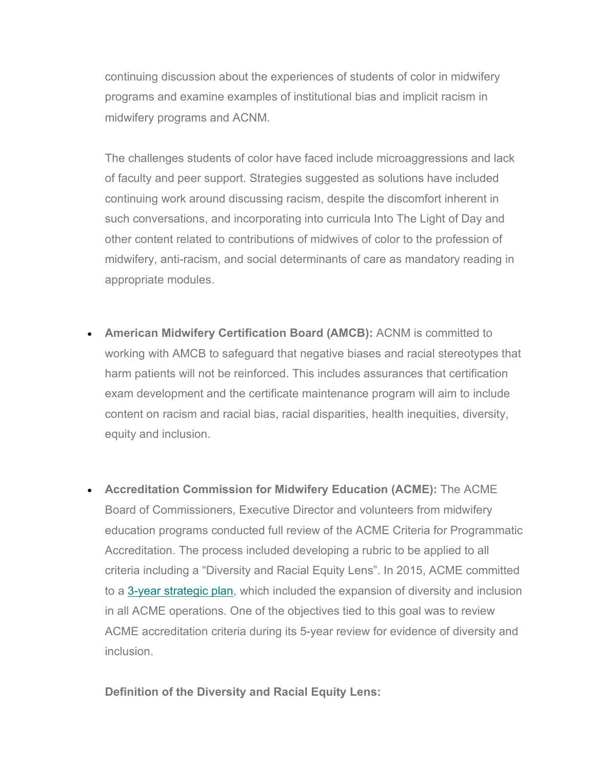continuing discussion about the experiences of students of color in midwifery programs and examine examples of institutional bias and implicit racism in midwifery programs and ACNM.

The challenges students of color have faced include microaggressions and lack of faculty and peer support. Strategies suggested as solutions have included continuing work around discussing racism, despite the discomfort inherent in such conversations, and incorporating into curricula Into The Light of Day and other content related to contributions of midwives of color to the profession of midwifery, anti-racism, and social determinants of care as mandatory reading in appropriate modules.

- **American Midwifery Certification Board (AMCB):** ACNM is committed to working with AMCB to safeguard that negative biases and racial stereotypes that harm patients will not be reinforced. This includes assurances that certification exam development and the certificate maintenance program will aim to include content on racism and racial bias, racial disparities, health inequities, diversity, equity and inclusion.

- **Accreditation Commission for Midwifery Education (ACME):** The ACME Board of Commissioners, Executive Director and volunteers from midwifery education programs conducted full review of the ACME Criteria for Programmatic Accreditation. The process included developing a rubric to be applied to all criteria including a "Diversity and Racial Equity Lens". In 2015, ACME committed to a 3-year strategic plan, which included the expansion of diversity and inclusion in all ACME operations. One of the objectives tied to this goal was to review ACME accreditation criteria during its 5-year review for evidence of diversity and inclusion.

  **Definition of the Diversity and Racial Equity Lens:**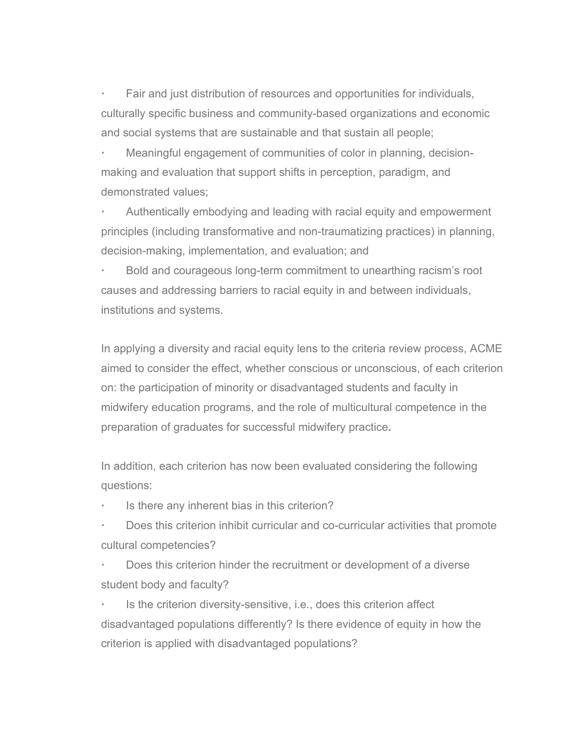- Fair and just distribution of resources and opportunities for individuals, culturally specific business and community-based organizations and economic and social systems that are sustainable and that sustain all people;
- Meaningful engagement of communities of color in planning, decision-making and evaluation that support shifts in perception, paradigm, and demonstrated values;
- Authentically embodying and leading with racial equity and empowerment principles (including transformative and non-traumatizing practices) in planning, decision-making, implementation, and evaluation; and
- Bold and courageous long-term commitment to unearthing racism's root causes and addressing barriers to racial equity in and between individuals, institutions and systems.

In applying a diversity and racial equity lens to the criteria review process, ACME aimed to consider the effect, whether conscious or unconscious, of each criterion on: the participation of minority or disadvantaged students and faculty in midwifery education programs, and the role of multicultural competence in the preparation of graduates for successful midwifery practice.

In addition, each criterion has now been evaluated considering the following questions:

- Is there any inherent bias in this criterion?
- Does this criterion inhibit curricular and co-curricular activities that promote cultural competencies?
- Does this criterion hinder the recruitment or development of a diverse student body and faculty?
- Is the criterion diversity-sensitive, i.e., does this criterion affect disadvantaged populations differently? Is there evidence of equity in how the criterion is applied with disadvantaged populations?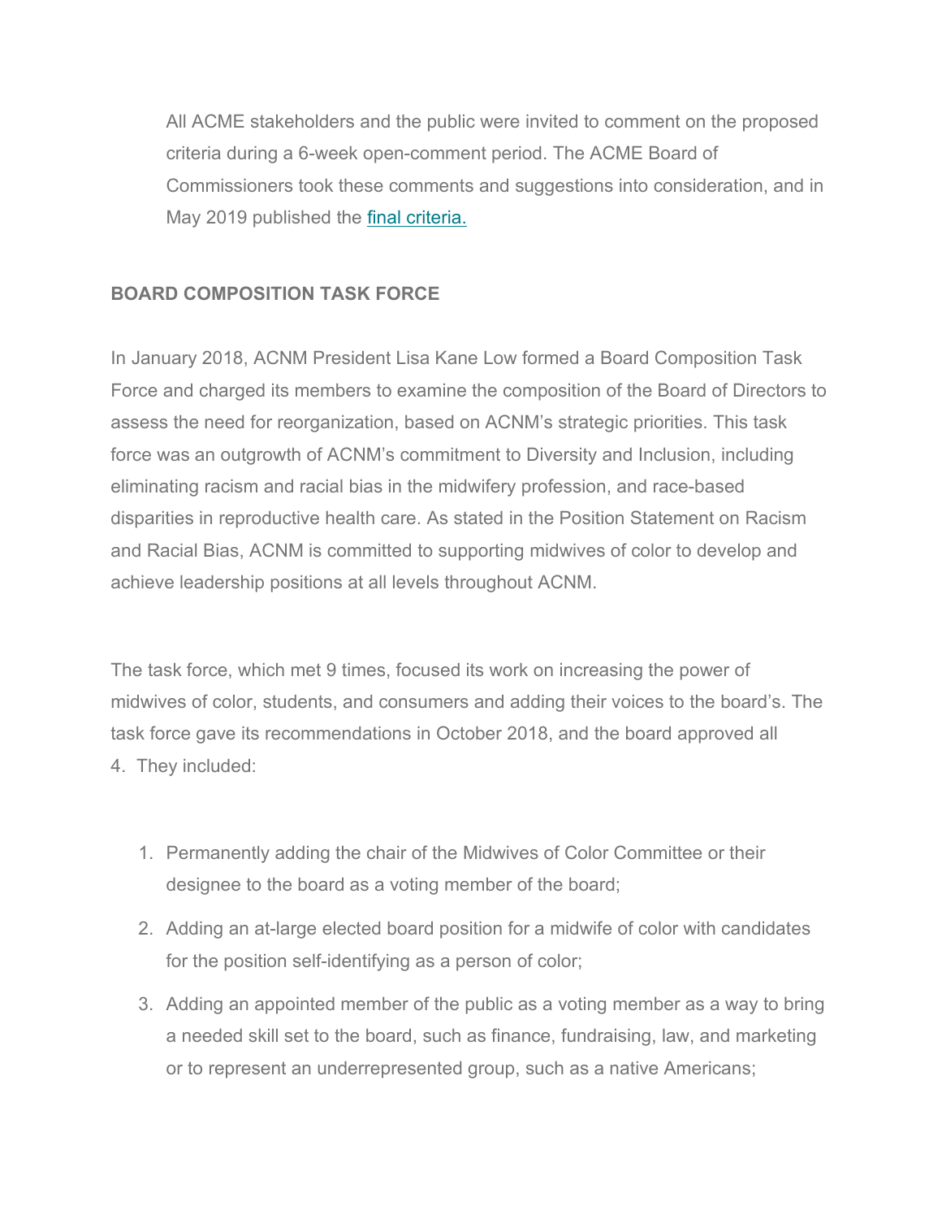All ACME stakeholders and the public were invited to comment on the proposed criteria during a 6-week open-comment period. The ACME Board of Commissioners took these comments and suggestions into consideration, and in May 2019 published the [final criteria.]()

**BOARD COMPOSITION TASK FORCE**

In January 2018, ACNM President Lisa Kane Low formed a Board Composition Task Force and charged its members to examine the composition of the Board of Directors to assess the need for reorganization, based on ACNM's strategic priorities. This task force was an outgrowth of ACNM's commitment to Diversity and Inclusion, including eliminating racism and racial bias in the midwifery profession, and race-based disparities in reproductive health care. As stated in the Position Statement on Racism and Racial Bias, ACNM is committed to supporting midwives of color to develop and achieve leadership positions at all levels throughout ACNM.

The task force, which met 9 times, focused its work on increasing the power of midwives of color, students, and consumers and adding their voices to the board's. The task force gave its recommendations in October 2018, and the board approved all 4. They included:

1. Permanently adding the chair of the Midwives of Color Committee or their designee to the board as a voting member of the board;
2. Adding an at-large elected board position for a midwife of color with candidates for the position self-identifying as a person of color;
3. Adding an appointed member of the public as a voting member as a way to bring a needed skill set to the board, such as finance, fundraising, law, and marketing or to represent an underrepresented group, such as a native Americans;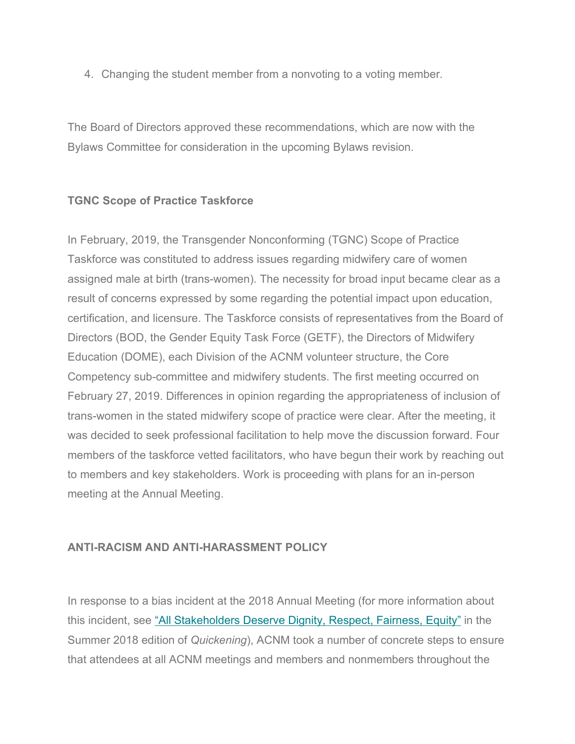4. Changing the student member from a nonvoting to a voting member.

The Board of Directors approved these recommendations, which are now with the Bylaws Committee for consideration in the upcoming Bylaws revision.

**TGNC Scope of Practice Taskforce**

In February, 2019, the Transgender Nonconforming (TGNC) Scope of Practice Taskforce was constituted to address issues regarding midwifery care of women assigned male at birth (trans-women). The necessity for broad input became clear as a result of concerns expressed by some regarding the potential impact upon education, certification, and licensure. The Taskforce consists of representatives from the Board of Directors (BOD, the Gender Equity Task Force (GETF), the Directors of Midwifery Education (DOME), each Division of the ACNM volunteer structure, the Core Competency sub-committee and midwifery students. The first meeting occurred on February 27, 2019. Differences in opinion regarding the appropriateness of inclusion of trans-women in the stated midwifery scope of practice were clear. After the meeting, it was decided to seek professional facilitation to help move the discussion forward. Four members of the taskforce vetted facilitators, who have begun their work by reaching out to members and key stakeholders. Work is proceeding with plans for an in-person meeting at the Annual Meeting.

**ANTI-RACISM AND ANTI-HARASSMENT POLICY**

In response to a bias incident at the 2018 Annual Meeting (for more information about this incident, see "All Stakeholders Deserve Dignity, Respect, Fairness, Equity" in the Summer 2018 edition of *Quickening*), ACNM took a number of concrete steps to ensure that attendees at all ACNM meetings and members and nonmembers throughout the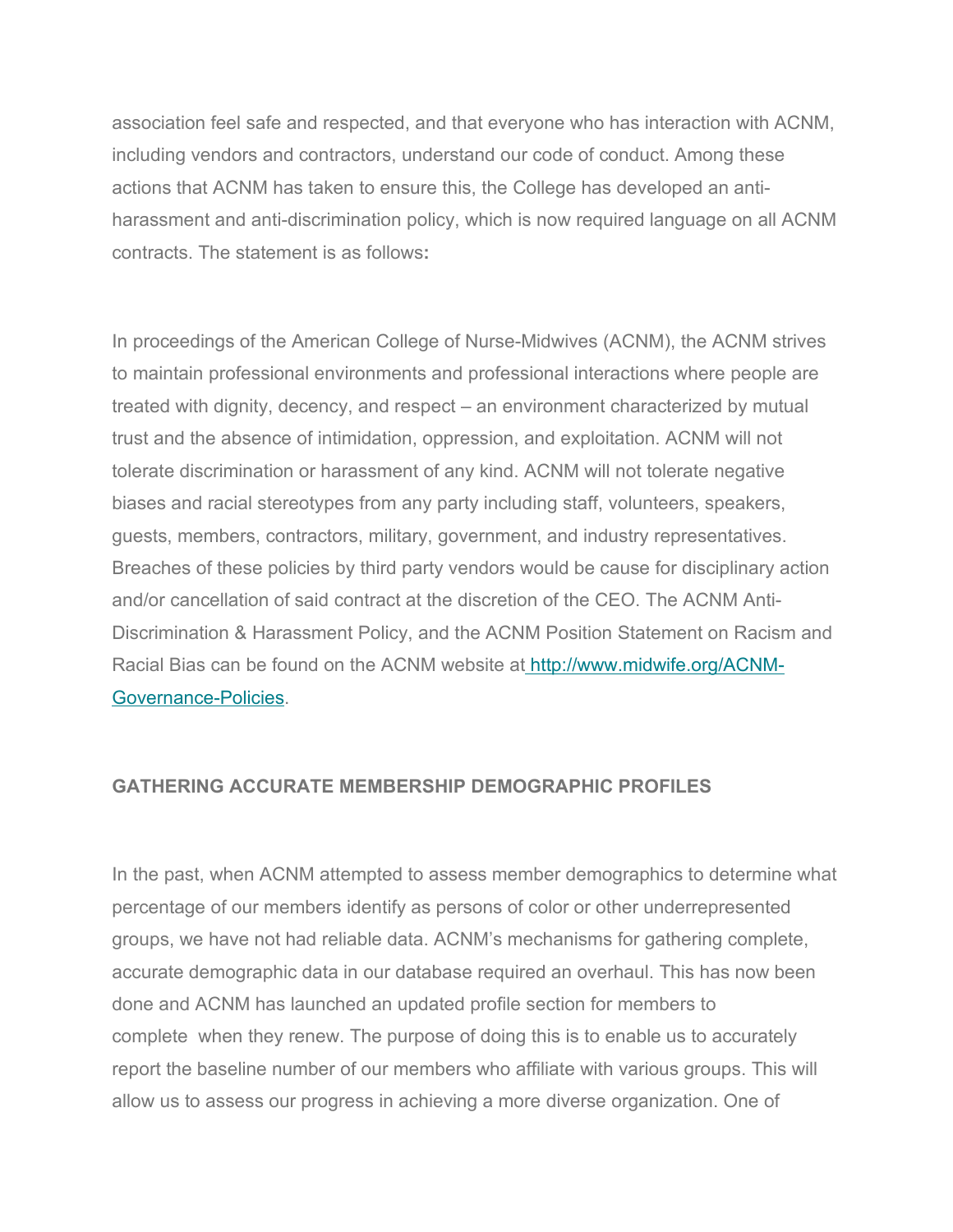association feel safe and respected, and that everyone who has interaction with ACNM, including vendors and contractors, understand our code of conduct. Among these actions that ACNM has taken to ensure this, the College has developed an anti-harassment and anti-discrimination policy, which is now required language on all ACNM contracts. The statement is as follows**:**

In proceedings of the American College of Nurse-Midwives (ACNM), the ACNM strives to maintain professional environments and professional interactions where people are treated with dignity, decency, and respect – an environment characterized by mutual trust and the absence of intimidation, oppression, and exploitation. ACNM will not tolerate discrimination or harassment of any kind. ACNM will not tolerate negative biases and racial stereotypes from any party including staff, volunteers, speakers, guests, members, contractors, military, government, and industry representatives. Breaches of these policies by third party vendors would be cause for disciplinary action and/or cancellation of said contract at the discretion of the CEO. The ACNM Anti-Discrimination & Harassment Policy, and the ACNM Position Statement on Racism and Racial Bias can be found on the ACNM website at [http://www.midwife.org/ACNM-Governance-Policies](http://www.midwife.org/ACNM-Governance-Policies).

## GATHERING ACCURATE MEMBERSHIP DEMOGRAPHIC PROFILES

In the past, when ACNM attempted to assess member demographics to determine what percentage of our members identify as persons of color or other underrepresented groups, we have not had reliable data. ACNM's mechanisms for gathering complete, accurate demographic data in our database required an overhaul. This has now been done and ACNM has launched an updated profile section for members to complete when they renew. The purpose of doing this is to enable us to accurately report the baseline number of our members who affiliate with various groups. This will allow us to assess our progress in achieving a more diverse organization. One of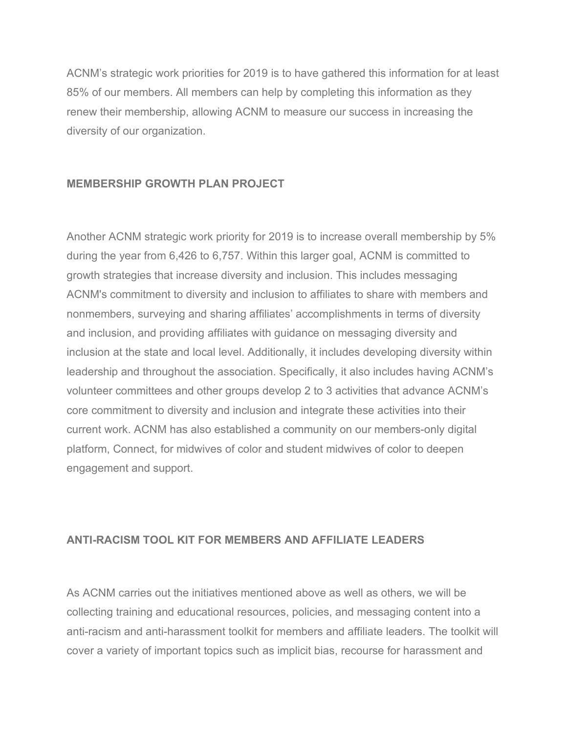ACNM's strategic work priorities for 2019 is to have gathered this information for at least 85% of our members. All members can help by completing this information as they renew their membership, allowing ACNM to measure our success in increasing the diversity of our organization.

**MEMBERSHIP GROWTH PLAN PROJECT**

Another ACNM strategic work priority for 2019 is to increase overall membership by 5% during the year from 6,426 to 6,757. Within this larger goal, ACNM is committed to growth strategies that increase diversity and inclusion. This includes messaging ACNM's commitment to diversity and inclusion to affiliates to share with members and nonmembers, surveying and sharing affiliates' accomplishments in terms of diversity and inclusion, and providing affiliates with guidance on messaging diversity and inclusion at the state and local level. Additionally, it includes developing diversity within leadership and throughout the association. Specifically, it also includes having ACNM's volunteer committees and other groups develop 2 to 3 activities that advance ACNM's core commitment to diversity and inclusion and integrate these activities into their current work. ACNM has also established a community on our members-only digital platform, Connect, for midwives of color and student midwives of color to deepen engagement and support.

**ANTI-RACISM TOOL KIT FOR MEMBERS AND AFFILIATE LEADERS**

As ACNM carries out the initiatives mentioned above as well as others, we will be collecting training and educational resources, policies, and messaging content into a anti-racism and anti-harassment toolkit for members and affiliate leaders. The toolkit will cover a variety of important topics such as implicit bias, recourse for harassment and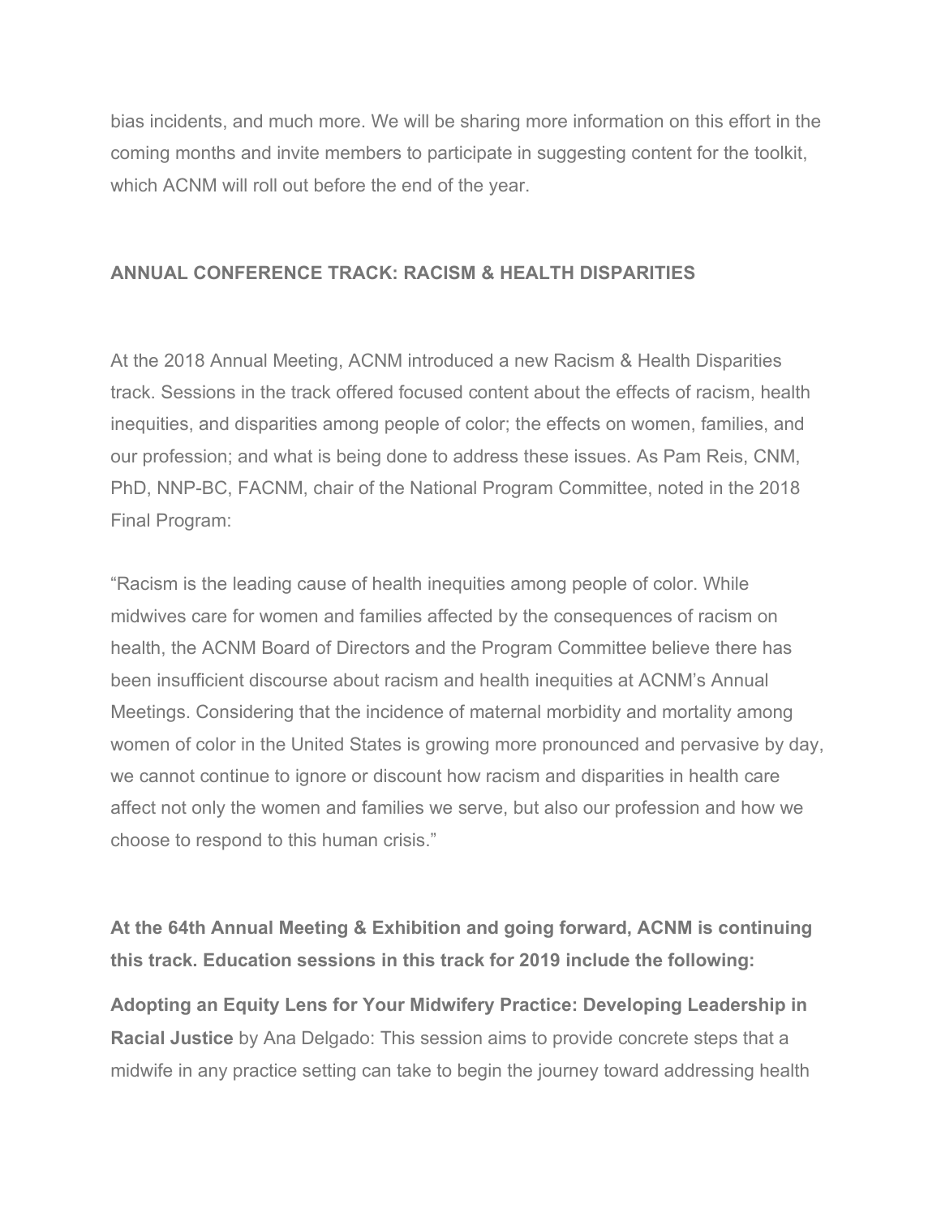bias incidents, and much more. We will be sharing more information on this effort in the coming months and invite members to participate in suggesting content for the toolkit, which ACNM will roll out before the end of the year.

**ANNUAL CONFERENCE TRACK: RACISM & HEALTH DISPARITIES**

At the 2018 Annual Meeting, ACNM introduced a new Racism & Health Disparities track. Sessions in the track offered focused content about the effects of racism, health inequities, and disparities among people of color; the effects on women, families, and our profession; and what is being done to address these issues. As Pam Reis, CNM, PhD, NNP-BC, FACNM, chair of the National Program Committee, noted in the 2018 Final Program:

"Racism is the leading cause of health inequities among people of color. While midwives care for women and families affected by the consequences of racism on health, the ACNM Board of Directors and the Program Committee believe there has been insufficient discourse about racism and health inequities at ACNM's Annual Meetings. Considering that the incidence of maternal morbidity and mortality among women of color in the United States is growing more pronounced and pervasive by day, we cannot continue to ignore or discount how racism and disparities in health care affect not only the women and families we serve, but also our profession and how we choose to respond to this human crisis."

**At the 64th Annual Meeting & Exhibition and going forward, ACNM is continuing this track. Education sessions in this track for 2019 include the following:**

**Adopting an Equity Lens for Your Midwifery Practice: Developing Leadership in Racial Justice** by Ana Delgado: This session aims to provide concrete steps that a midwife in any practice setting can take to begin the journey toward addressing health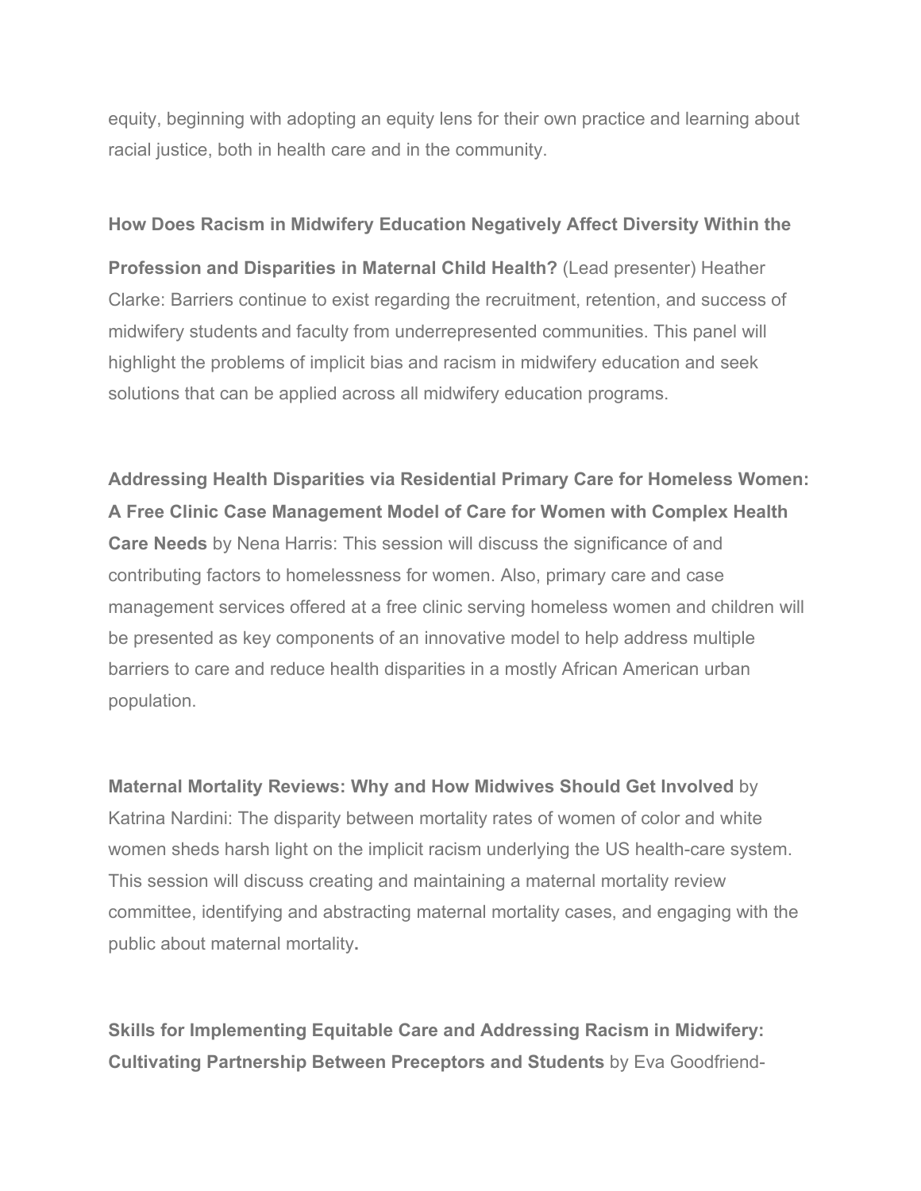equity, beginning with adopting an equity lens for their own practice and learning about racial justice, both in health care and in the community.

**How Does Racism in Midwifery Education Negatively Affect Diversity Within the Profession and Disparities in Maternal Child Health?** (Lead presenter) Heather Clarke: Barriers continue to exist regarding the recruitment, retention, and success of midwifery students and faculty from underrepresented communities. This panel will highlight the problems of implicit bias and racism in midwifery education and seek solutions that can be applied across all midwifery education programs.

**Addressing Health Disparities via Residential Primary Care for Homeless Women: A Free Clinic Case Management Model of Care for Women with Complex Health Care Needs** by Nena Harris: This session will discuss the significance of and contributing factors to homelessness for women. Also, primary care and case management services offered at a free clinic serving homeless women and children will be presented as key components of an innovative model to help address multiple barriers to care and reduce health disparities in a mostly African American urban population.

**Maternal Mortality Reviews: Why and How Midwives Should Get Involved** by Katrina Nardini: The disparity between mortality rates of women of color and white women sheds harsh light on the implicit racism underlying the US health-care system. This session will discuss creating and maintaining a maternal mortality review committee, identifying and abstracting maternal mortality cases, and engaging with the public about maternal mortality**.**

**Skills for Implementing Equitable Care and Addressing Racism in Midwifery: Cultivating Partnership Between Preceptors and Students** by Eva Goodfriend-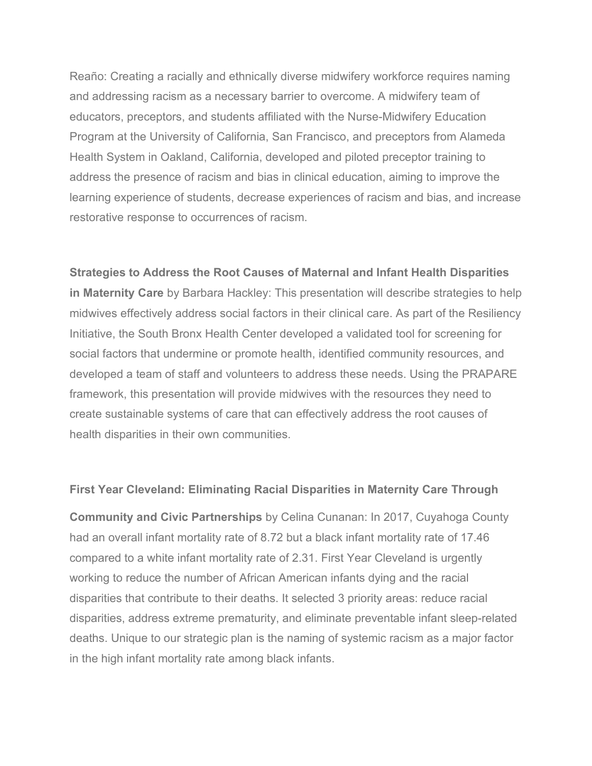Reaño: Creating a racially and ethnically diverse midwifery workforce requires naming and addressing racism as a necessary barrier to overcome. A midwifery team of educators, preceptors, and students affiliated with the Nurse-Midwifery Education Program at the University of California, San Francisco, and preceptors from Alameda Health System in Oakland, California, developed and piloted preceptor training to address the presence of racism and bias in clinical education, aiming to improve the learning experience of students, decrease experiences of racism and bias, and increase restorative response to occurrences of racism.

**Strategies to Address the Root Causes of Maternal and Infant Health Disparities in Maternity Care** by Barbara Hackley: This presentation will describe strategies to help midwives effectively address social factors in their clinical care. As part of the Resiliency Initiative, the South Bronx Health Center developed a validated tool for screening for social factors that undermine or promote health, identified community resources, and developed a team of staff and volunteers to address these needs. Using the PRAPARE framework, this presentation will provide midwives with the resources they need to create sustainable systems of care that can effectively address the root causes of health disparities in their own communities.

**First Year Cleveland: Eliminating Racial Disparities in Maternity Care Through Community and Civic Partnerships** by Celina Cunanan: In 2017, Cuyahoga County had an overall infant mortality rate of 8.72 but a black infant mortality rate of 17.46 compared to a white infant mortality rate of 2.31. First Year Cleveland is urgently working to reduce the number of African American infants dying and the racial disparities that contribute to their deaths. It selected 3 priority areas: reduce racial disparities, address extreme prematurity, and eliminate preventable infant sleep-related deaths. Unique to our strategic plan is the naming of systemic racism as a major factor in the high infant mortality rate among black infants.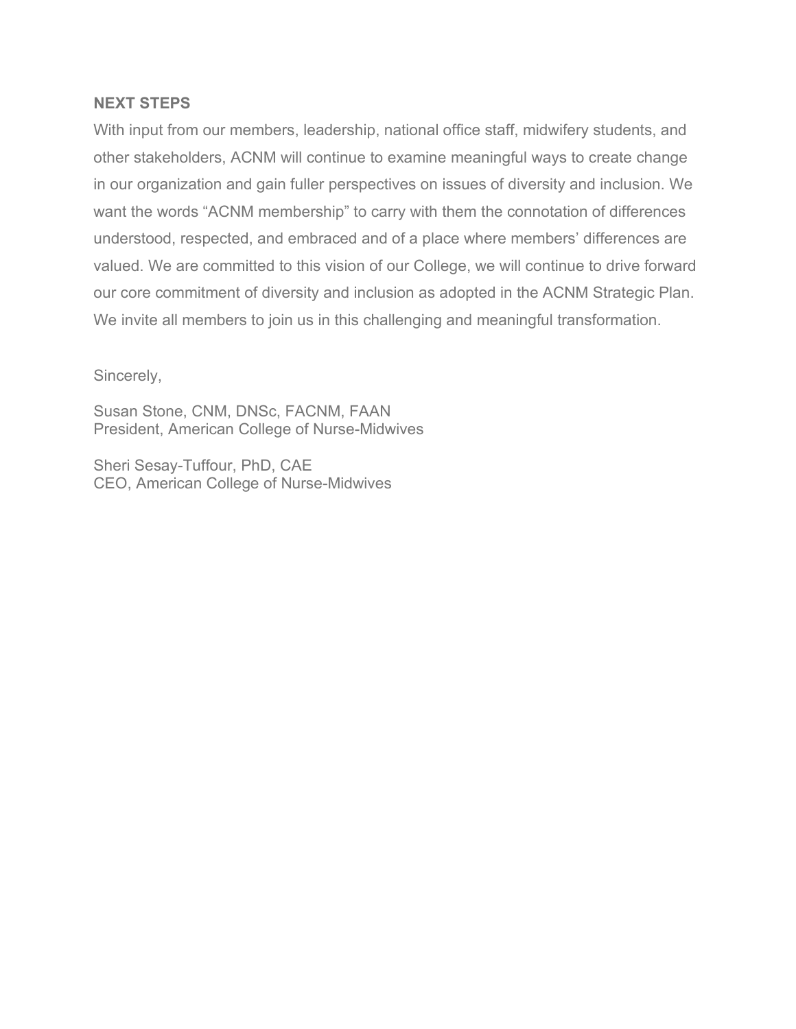**NEXT STEPS**

With input from our members, leadership, national office staff, midwifery students, and other stakeholders, ACNM will continue to examine meaningful ways to create change in our organization and gain fuller perspectives on issues of diversity and inclusion. We want the words "ACNM membership" to carry with them the connotation of differences understood, respected, and embraced and of a place where members' differences are valued. We are committed to this vision of our College, we will continue to drive forward our core commitment of diversity and inclusion as adopted in the ACNM Strategic Plan. We invite all members to join us in this challenging and meaningful transformation.

Sincerely,

Susan Stone, CNM, DNSc, FACNM, FAAN
President, American College of Nurse-Midwives

Sheri Sesay-Tuffour, PhD, CAE
CEO, American College of Nurse-Midwives